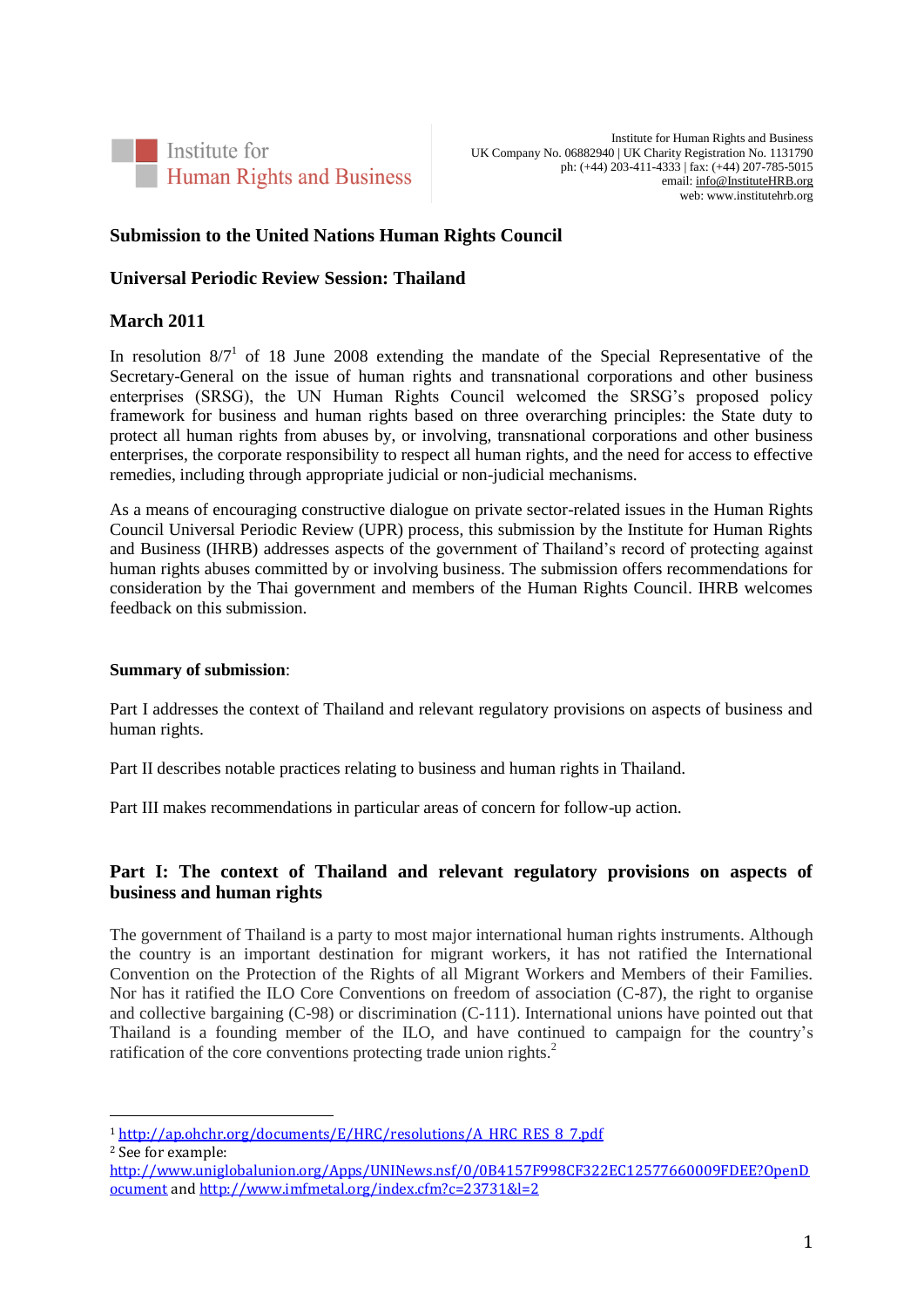Institute for Human Rights and Business

Institute for Human Rights and Business
UK Company No. 06882940 | UK Charity Registration No. 1131790
ph: (+44) 203-411-4333 | fax: (+44) 207-785-5015
email: info@InstituteHRB.org
web: www.institutehrb.org

## Submission to the United Nations Human Rights Council

## Universal Periodic Review Session: Thailand

## March 2011

In resolution 8/7[1] of 18 June 2008 extending the mandate of the Special Representative of the Secretary-General on the issue of human rights and transnational corporations and other business enterprises (SRSG), the UN Human Rights Council welcomed the SRSG's proposed policy framework for business and human rights based on three overarching principles: the State duty to protect all human rights from abuses by, or involving, transnational corporations and other business enterprises, the corporate responsibility to respect all human rights, and the need for access to effective remedies, including through appropriate judicial or non-judicial mechanisms.

As a means of encouraging constructive dialogue on private sector-related issues in the Human Rights Council Universal Periodic Review (UPR) process, this submission by the Institute for Human Rights and Business (IHRB) addresses aspects of the government of Thailand's record of protecting against human rights abuses committed by or involving business. The submission offers recommendations for consideration by the Thai government and members of the Human Rights Council. IHRB welcomes feedback on this submission.

**Summary of submission**:

Part I addresses the context of Thailand and relevant regulatory provisions on aspects of business and human rights.

Part II describes notable practices relating to business and human rights in Thailand.

Part III makes recommendations in particular areas of concern for follow-up action.

## Part I: The context of Thailand and relevant regulatory provisions on aspects of business and human rights

The government of Thailand is a party to most major international human rights instruments. Although the country is an important destination for migrant workers, it has not ratified the International Convention on the Protection of the Rights of all Migrant Workers and Members of their Families. Nor has it ratified the ILO Core Conventions on freedom of association (C-87), the right to organise and collective bargaining (C-98) or discrimination (C-111). International unions have pointed out that Thailand is a founding member of the ILO, and have continued to campaign for the country's ratification of the core conventions protecting trade union rights.[2]

---

[1] http://ap.ohchr.org/documents/E/HRC/resolutions/A_HRC_RES_8_7.pdf

[2] See for example:
http://www.uniglobalunion.org/Apps/UNINews.nsf/0/0B4157F998CF322EC12577660009FDEE?OpenDocument and http://www.imfmetal.org/index.cfm?c=23731&l=2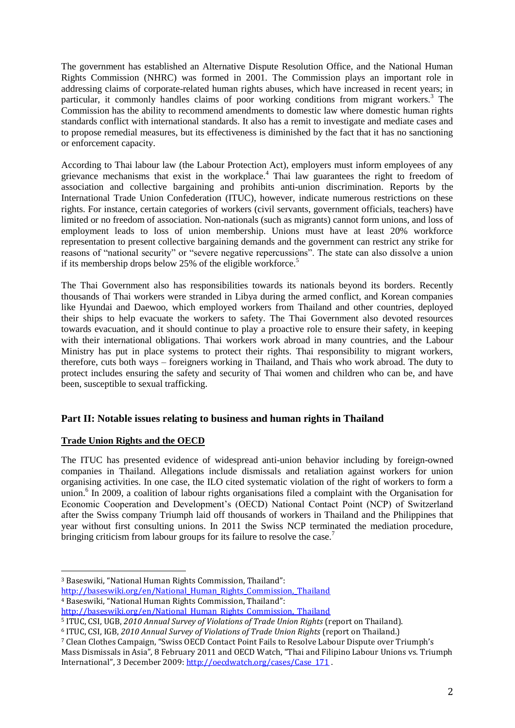The government has established an Alternative Dispute Resolution Office, and the National Human Rights Commission (NHRC) was formed in 2001. The Commission plays an important role in addressing claims of corporate-related human rights abuses, which have increased in recent years; in particular, it commonly handles claims of poor working conditions from migrant workers.[3] The Commission has the ability to recommend amendments to domestic law where domestic human rights standards conflict with international standards. It also has a remit to investigate and mediate cases and to propose remedial measures, but its effectiveness is diminished by the fact that it has no sanctioning or enforcement capacity.

According to Thai labour law (the Labour Protection Act), employers must inform employees of any grievance mechanisms that exist in the workplace.[4] Thai law guarantees the right to freedom of association and collective bargaining and prohibits anti-union discrimination. Reports by the International Trade Union Confederation (ITUC), however, indicate numerous restrictions on these rights. For instance, certain categories of workers (civil servants, government officials, teachers) have limited or no freedom of association. Non-nationals (such as migrants) cannot form unions, and loss of employment leads to loss of union membership. Unions must have at least 20% workforce representation to present collective bargaining demands and the government can restrict any strike for reasons of "national security" or "severe negative repercussions". The state can also dissolve a union if its membership drops below 25% of the eligible workforce.[5]

The Thai Government also has responsibilities towards its nationals beyond its borders. Recently thousands of Thai workers were stranded in Libya during the armed conflict, and Korean companies like Hyundai and Daewoo, which employed workers from Thailand and other countries, deployed their ships to help evacuate the workers to safety. The Thai Government also devoted resources towards evacuation, and it should continue to play a proactive role to ensure their safety, in keeping with their international obligations. Thai workers work abroad in many countries, and the Labour Ministry has put in place systems to protect their rights. Thai responsibility to migrant workers, therefore, cuts both ways – foreigners working in Thailand, and Thais who work abroad. The duty to protect includes ensuring the safety and security of Thai women and children who can be, and have been, susceptible to sexual trafficking.

## Part II: Notable issues relating to business and human rights in Thailand

### Trade Union Rights and the OECD

The ITUC has presented evidence of widespread anti-union behavior including by foreign-owned companies in Thailand. Allegations include dismissals and retaliation against workers for union organising activities. In one case, the ILO cited systematic violation of the right of workers to form a union.[6] In 2009, a coalition of labour rights organisations filed a complaint with the Organisation for Economic Cooperation and Development's (OECD) National Contact Point (NCP) of Switzerland after the Swiss company Triumph laid off thousands of workers in Thailand and the Philippines that year without first consulting unions. In 2011 the Swiss NCP terminated the mediation procedure, bringing criticism from labour groups for its failure to resolve the case.[7]

---

[3] Baseswiki, "National Human Rights Commission, Thailand": http://baseswiki.org/en/National_Human_Rights_Commission,_Thailand

[4] Baseswiki, "National Human Rights Commission, Thailand": http://baseswiki.org/en/National_Human_Rights_Commission,_Thailand

[5] ITUC, CSI, UGB, *2010 Annual Survey of Violations of Trade Union Rights* (report on Thailand).

[6] ITUC, CSI, IGB, *2010 Annual Survey of Violations of Trade Union Rights* (report on Thailand.)

[7] Clean Clothes Campaign, "Swiss OECD Contact Point Fails to Resolve Labour Dispute over Triumph's Mass Dismissals in Asia", 8 February 2011 and OECD Watch, "Thai and Filipino Labour Unions vs. Triumph International", 3 December 2009: http://oecdwatch.org/cases/Case_171 .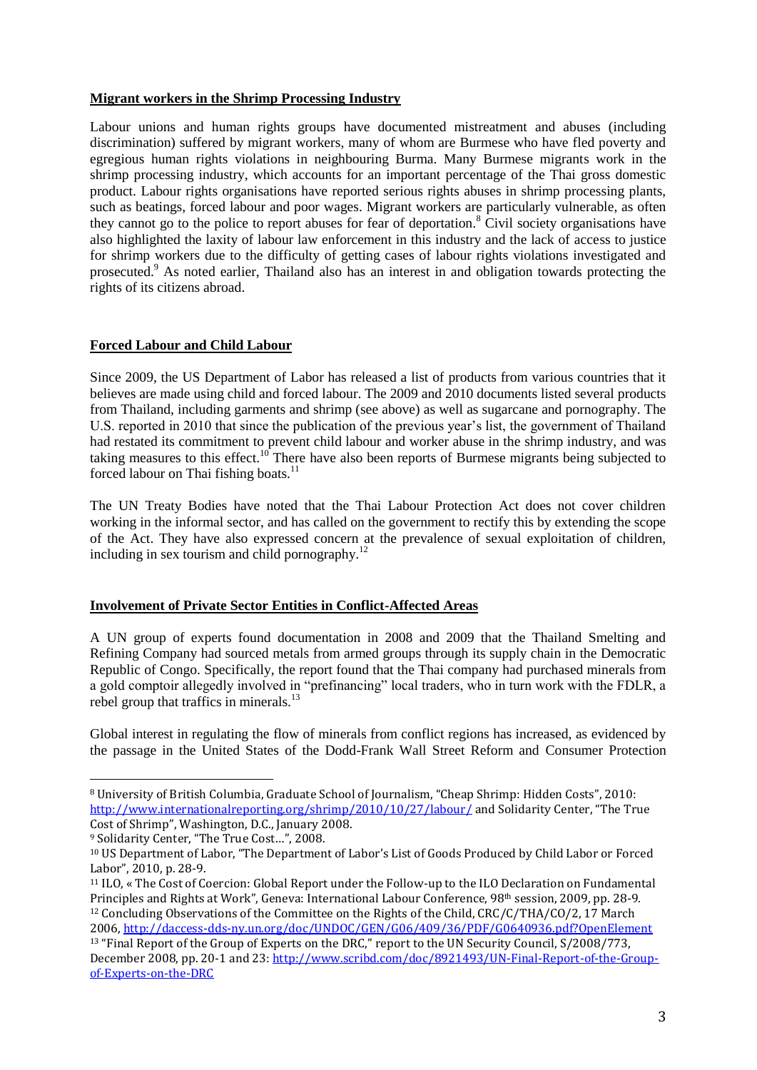## Migrant workers in the Shrimp Processing Industry

Labour unions and human rights groups have documented mistreatment and abuses (including discrimination) suffered by migrant workers, many of whom are Burmese who have fled poverty and egregious human rights violations in neighbouring Burma. Many Burmese migrants work in the shrimp processing industry, which accounts for an important percentage of the Thai gross domestic product. Labour rights organisations have reported serious rights abuses in shrimp processing plants, such as beatings, forced labour and poor wages. Migrant workers are particularly vulnerable, as often they cannot go to the police to report abuses for fear of deportation.[8] Civil society organisations have also highlighted the laxity of labour law enforcement in this industry and the lack of access to justice for shrimp workers due to the difficulty of getting cases of labour rights violations investigated and prosecuted.[9] As noted earlier, Thailand also has an interest in and obligation towards protecting the rights of its citizens abroad.

## Forced Labour and Child Labour

Since 2009, the US Department of Labor has released a list of products from various countries that it believes are made using child and forced labour. The 2009 and 2010 documents listed several products from Thailand, including garments and shrimp (see above) as well as sugarcane and pornography. The U.S. reported in 2010 that since the publication of the previous year's list, the government of Thailand had restated its commitment to prevent child labour and worker abuse in the shrimp industry, and was taking measures to this effect.[10] There have also been reports of Burmese migrants being subjected to forced labour on Thai fishing boats.[11]

The UN Treaty Bodies have noted that the Thai Labour Protection Act does not cover children working in the informal sector, and has called on the government to rectify this by extending the scope of the Act. They have also expressed concern at the prevalence of sexual exploitation of children, including in sex tourism and child pornography.[12]

## Involvement of Private Sector Entities in Conflict-Affected Areas

A UN group of experts found documentation in 2008 and 2009 that the Thailand Smelting and Refining Company had sourced metals from armed groups through its supply chain in the Democratic Republic of Congo. Specifically, the report found that the Thai company had purchased minerals from a gold comptoir allegedly involved in "prefinancing" local traders, who in turn work with the FDLR, a rebel group that traffics in minerals.[13]

Global interest in regulating the flow of minerals from conflict regions has increased, as evidenced by the passage in the United States of the Dodd-Frank Wall Street Reform and Consumer Protection

---

[8] University of British Columbia, Graduate School of Journalism, "Cheap Shrimp: Hidden Costs", 2010: http://www.internationalreporting.org/shrimp/2010/10/27/labour/ and Solidarity Center, "The True Cost of Shrimp", Washington, D.C., January 2008.

[9] Solidarity Center, "The True Cost…", 2008.

[10] US Department of Labor, "The Department of Labor's List of Goods Produced by Child Labor or Forced Labor", 2010, p. 28-9.

[11] ILO, « The Cost of Coercion: Global Report under the Follow-up to the ILO Declaration on Fundamental Principles and Rights at Work", Geneva: International Labour Conference, 98th session, 2009, pp. 28-9.

[12] Concluding Observations of the Committee on the Rights of the Child, CRC/C/THA/CO/2, 17 March 2006, http://daccess-dds-ny.un.org/doc/UNDOC/GEN/G06/409/36/PDF/G0640936.pdf?OpenElement

[13] "Final Report of the Group of Experts on the DRC," report to the UN Security Council, S/2008/773, December 2008, pp. 20-1 and 23: http://www.scribd.com/doc/8921493/UN-Final-Report-of-the-Group-of-Experts-on-the-DRC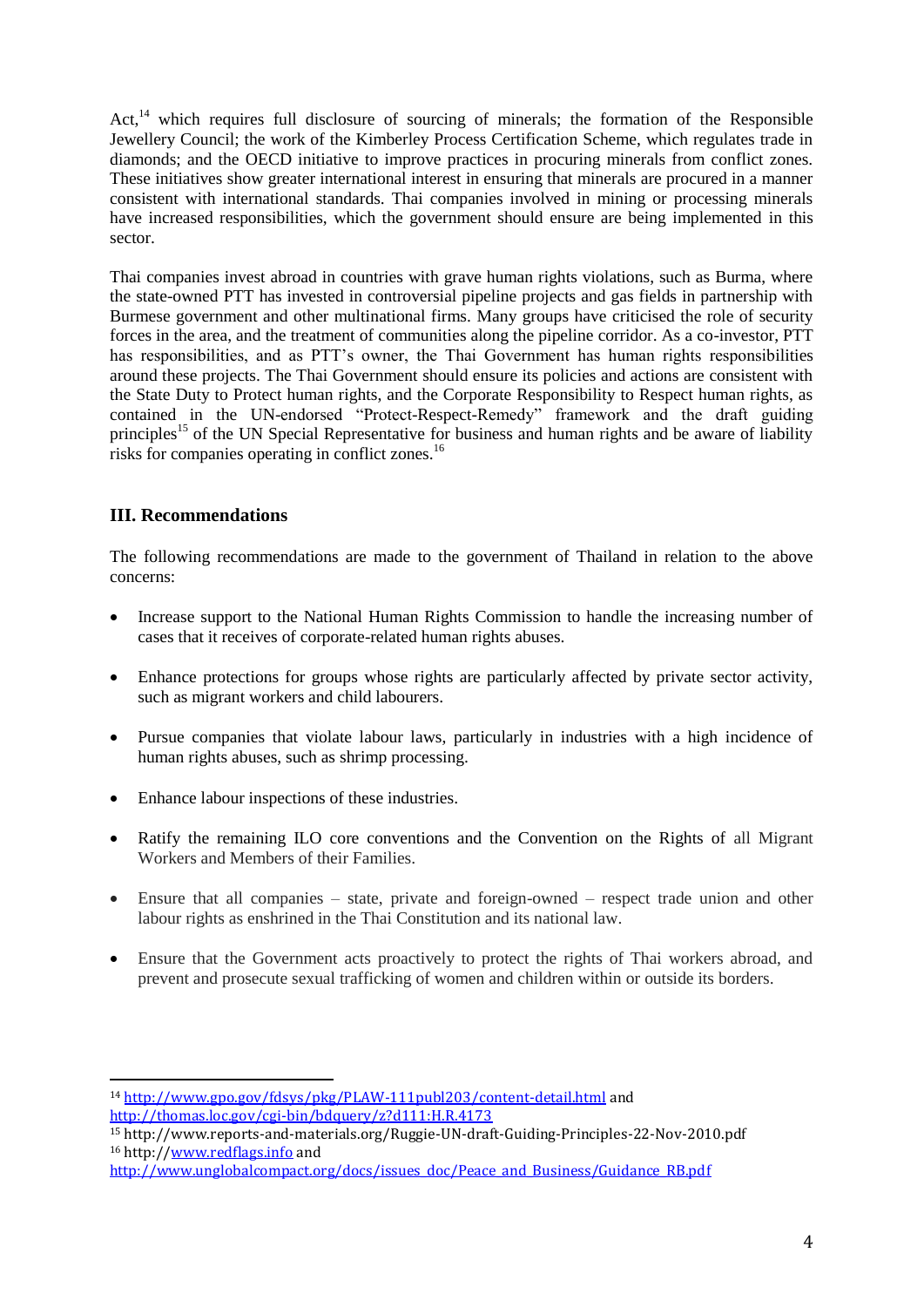Act,[14] which requires full disclosure of sourcing of minerals; the formation of the Responsible Jewellery Council; the work of the Kimberley Process Certification Scheme, which regulates trade in diamonds; and the OECD initiative to improve practices in procuring minerals from conflict zones. These initiatives show greater international interest in ensuring that minerals are procured in a manner consistent with international standards. Thai companies involved in mining or processing minerals have increased responsibilities, which the government should ensure are being implemented in this sector.

Thai companies invest abroad in countries with grave human rights violations, such as Burma, where the state-owned PTT has invested in controversial pipeline projects and gas fields in partnership with Burmese government and other multinational firms. Many groups have criticised the role of security forces in the area, and the treatment of communities along the pipeline corridor. As a co-investor, PTT has responsibilities, and as PTT's owner, the Thai Government has human rights responsibilities around these projects. The Thai Government should ensure its policies and actions are consistent with the State Duty to Protect human rights, and the Corporate Responsibility to Respect human rights, as contained in the UN-endorsed "Protect-Respect-Remedy" framework and the draft guiding principles[15] of the UN Special Representative for business and human rights and be aware of liability risks for companies operating in conflict zones.[16]

## III. Recommendations

The following recommendations are made to the government of Thailand in relation to the above concerns:

- Increase support to the National Human Rights Commission to handle the increasing number of cases that it receives of corporate-related human rights abuses.
- Enhance protections for groups whose rights are particularly affected by private sector activity, such as migrant workers and child labourers.
- Pursue companies that violate labour laws, particularly in industries with a high incidence of human rights abuses, such as shrimp processing.
- Enhance labour inspections of these industries.
- Ratify the remaining ILO core conventions and the Convention on the Rights of all Migrant Workers and Members of their Families.
- Ensure that all companies – state, private and foreign-owned – respect trade union and other labour rights as enshrined in the Thai Constitution and its national law.
- Ensure that the Government acts proactively to protect the rights of Thai workers abroad, and prevent and prosecute sexual trafficking of women and children within or outside its borders.

---

[14] http://www.gpo.gov/fdsys/pkg/PLAW-111publ203/content-detail.html and http://thomas.loc.gov/cgi-bin/bdquery/z?d111:H.R.4173

[15] http://www.reports-and-materials.org/Ruggie-UN-draft-Guiding-Principles-22-Nov-2010.pdf

[16] http://www.redflags.info and http://www.unglobalcompact.org/docs/issues_doc/Peace_and_Business/Guidance_RB.pdf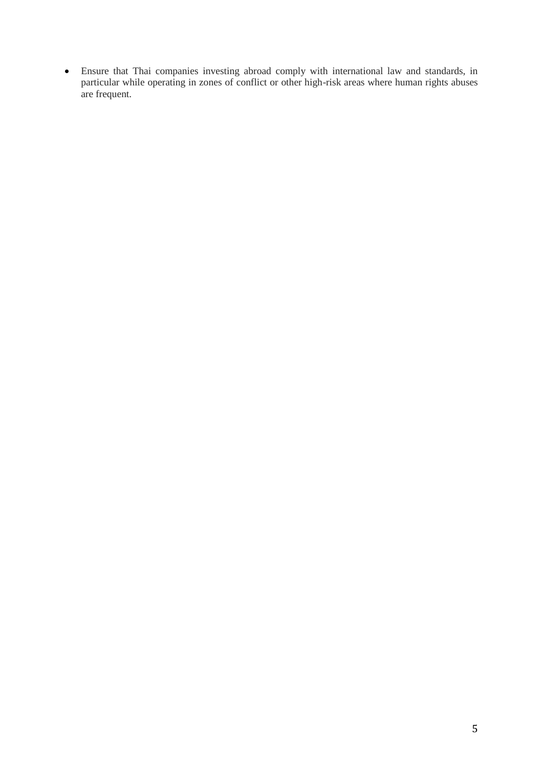- Ensure that Thai companies investing abroad comply with international law and standards, in particular while operating in zones of conflict or other high-risk areas where human rights abuses are frequent.